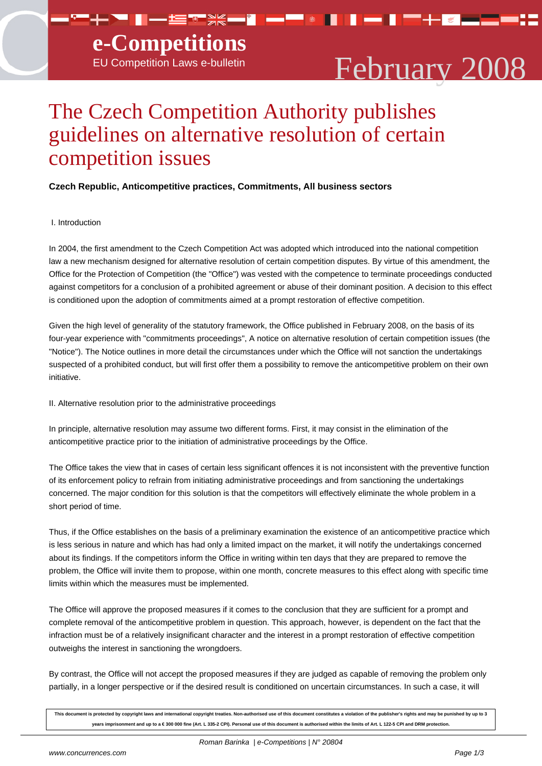# The Czech Competition Authority publishes guidelines on alternative resolution of certain competition issues

**Czech Republic, Anticompetitive practices, Commitments, All business sectors**

I. Introduction

In 2004, the first amendment to the Czech Competition Act was adopted which introduced into the national competition law a new mechanism designed for alternative resolution of certain competition disputes. By virtue of this amendment, the Office for the Protection of Competition (the "Office") was vested with the competence to terminate proceedings conducted against competitors for a conclusion of a prohibited agreement or abuse of their dominant position. A decision to this effect is conditioned upon the adoption of commitments aimed at a prompt restoration of effective competition.

Given the high level of generality of the statutory framework, the Office published in February 2008, on the basis of its four-year experience with "commitments proceedings", A notice on alternative resolution of certain competition issues (the "Notice"). The Notice outlines in more detail the circumstances under which the Office will not sanction the undertakings suspected of a prohibited conduct, but will first offer them a possibility to remove the anticompetitive problem on their own initiative.

II. Alternative resolution prior to the administrative proceedings

In principle, alternative resolution may assume two different forms. First, it may consist in the elimination of the anticompetitive practice prior to the initiation of administrative proceedings by the Office.

The Office takes the view that in cases of certain less significant offences it is not inconsistent with the preventive function of its enforcement policy to refrain from initiating administrative proceedings and from sanctioning the undertakings concerned. The major condition for this solution is that the competitors will effectively eliminate the whole problem in a short period of time.

Thus, if the Office establishes on the basis of a preliminary examination the existence of an anticompetitive practice which is less serious in nature and which has had only a limited impact on the market, it will notify the undertakings concerned about its findings. If the competitors inform the Office in writing within ten days that they are prepared to remove the problem, the Office will invite them to propose, within one month, concrete measures to this effect along with specific time limits within which the measures must be implemented.

The Office will approve the proposed measures if it comes to the conclusion that they are sufficient for a prompt and complete removal of the anticompetitive problem in question. This approach, however, is dependent on the fact that the infraction must be of a relatively insignificant character and the interest in a prompt restoration of effective competition outweighs the interest in sanctioning the wrongdoers.

By contrast, the Office will not accept the proposed measures if they are judged as capable of removing the problem only partially, in a longer perspective or if the desired result is conditioned on uncertain circumstances. In such a case, it will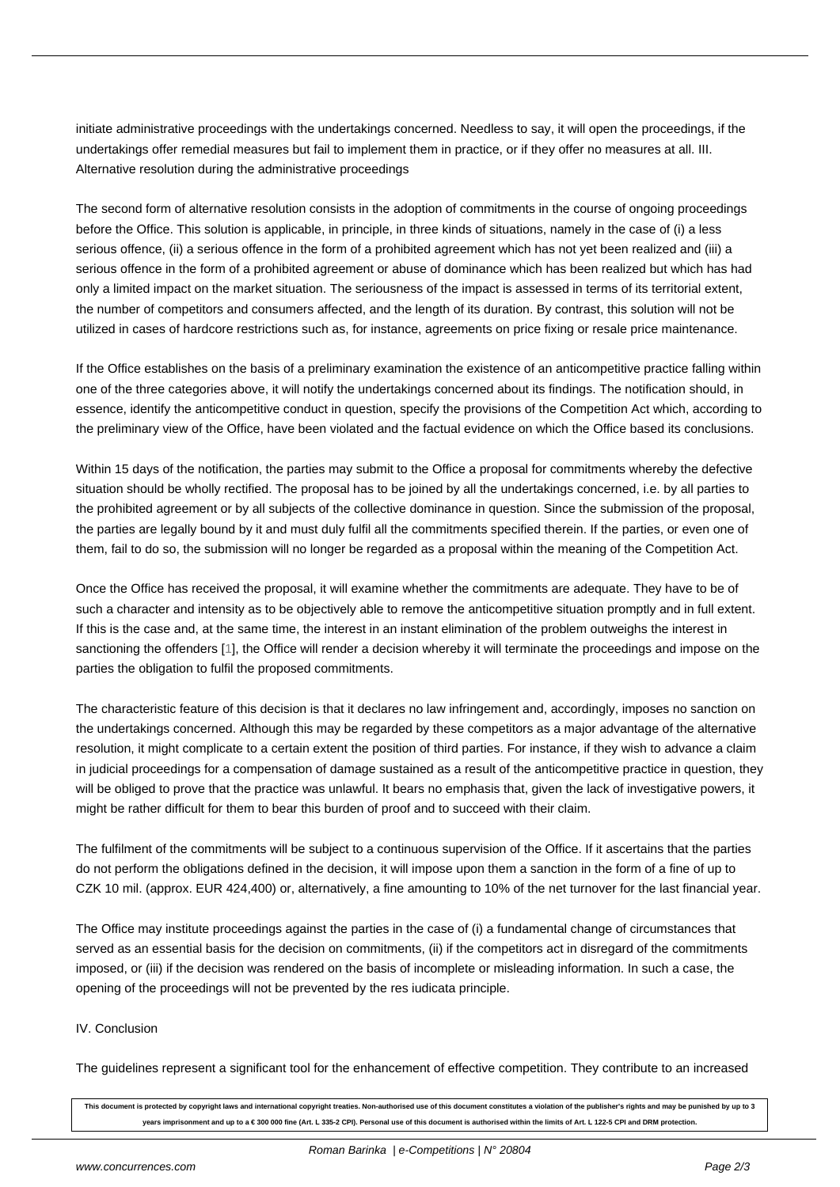initiate administrative proceedings with the undertakings concerned. Needless to say, it will open the proceedings, if the undertakings offer remedial measures but fail to implement them in practice, or if they offer no measures at all.

## III. Alternative resolution during the administrative proceedings

The second form of alternative resolution consists in the adoption of commitments in the course of ongoing proceedings before the Office. This solution is applicable, in principle, in three kinds of situations, namely in the case of (i) a less serious offence, (ii) a serious offence in the form of a prohibited agreement which has not yet been realized and (iii) a serious offence in the form of a prohibited agreement or abuse of dominance which has been realized but which has had only a limited impact on the market situation. The seriousness of the impact is assessed in terms of its territorial extent, the number of competitors and consumers affected, and the length of its duration. By contrast, this solution will not be utilized in cases of hardcore restrictions such as, for instance, agreements on price fixing or resale price maintenance.

If the Office establishes on the basis of a preliminary examination the existence of an anticompetitive practice falling within one of the three categories above, it will notify the undertakings concerned about its findings. The notification should, in essence, identify the anticompetitive conduct in question, specify the provisions of the Competition Act which, according to the preliminary view of the Office, have been violated and the factual evidence on which the Office based its conclusions.

Within 15 days of the notification, the parties may submit to the Office a proposal for commitments whereby the defective situation should be wholly rectified. The proposal has to be joined by all the undertakings concerned, i.e. by all parties to the prohibited agreement or by all subjects of the collective dominance in question. Since the submission of the proposal, the parties are legally bound by it and must duly fulfil all the commitments specified therein. If the parties, or even one of them, fail to do so, the submission will no longer be regarded as a proposal within the meaning of the Competition Act.

Once the Office has received the proposal, it will examine whether the commitments are adequate. They have to be of such a character and intensity as to be objectively able to remove the anticompetitive situation promptly and in full extent. If this is the case and, at the same time, the interest in an instant elimination of the problem outweighs the interest in sanctioning the offenders [1], the Office will render a decision whereby it will terminate the proceedings and impose on the parties the obligation to fulfil the proposed commitments.

The characteristic feature of this decision is that it declares no law infringement and, accordingly, imposes no sanction on the undertakings concerned. Although this may be regarded by these competitors as a major advantage of the alternative resolution, it might complicate to a certain extent the position of third parties. For instance, if they wish to advance a claim in judicial proceedings for a compensation of damage sustained as a result of the anticompetitive practice in question, they will be obliged to prove that the practice was unlawful. It bears no emphasis that, given the lack of investigative powers, it might be rather difficult for them to bear this burden of proof and to succeed with their claim.

The fulfilment of the commitments will be subject to a continuous supervision of the Office. If it ascertains that the parties do not perform the obligations defined in the decision, it will impose upon them a sanction in the form of a fine of up to CZK 10 mil. (approx. EUR 424,400) or, alternatively, a fine amounting to 10% of the net turnover for the last financial year.

The Office may institute proceedings against the parties in the case of (i) a fundamental change of circumstances that served as an essential basis for the decision on commitments, (ii) if the competitors act in disregard of the commitments imposed, or (iii) if the decision was rendered on the basis of incomplete or misleading information. In such a case, the opening of the proceedings will not be prevented by the res iudicata principle.

## IV. Conclusion

The guidelines represent a significant tool for the enhancement of effective competition. They contribute to an increased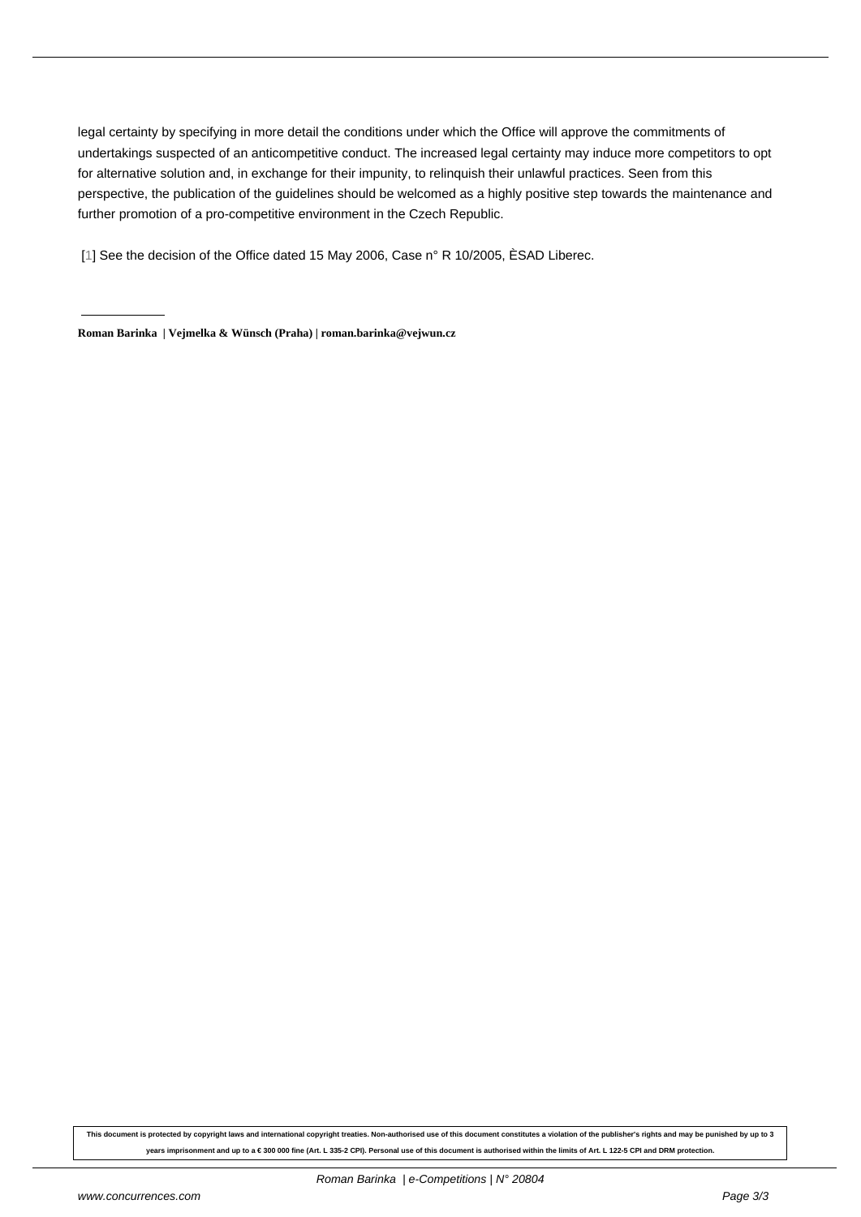legal certainty by specifying in more detail the conditions under which the Office will approve the commitments of undertakings suspected of an anticompetitive conduct. The increased legal certainty may induce more competitors to opt for alternative solution and, in exchange for their impunity, to relinquish their unlawful practices. Seen from this perspective, the publication of the guidelines should be welcomed as a highly positive step towards the maintenance and further promotion of a pro-competitive environment in the Czech Republic.

[1] See the decision of the Office dated 15 May 2006, Case n° R 10/2005, ÈSAD Liberec.

---

**Roman Barinka | Vejmelka & Wünsch (Praha) | roman.barinka@vejwun.cz**